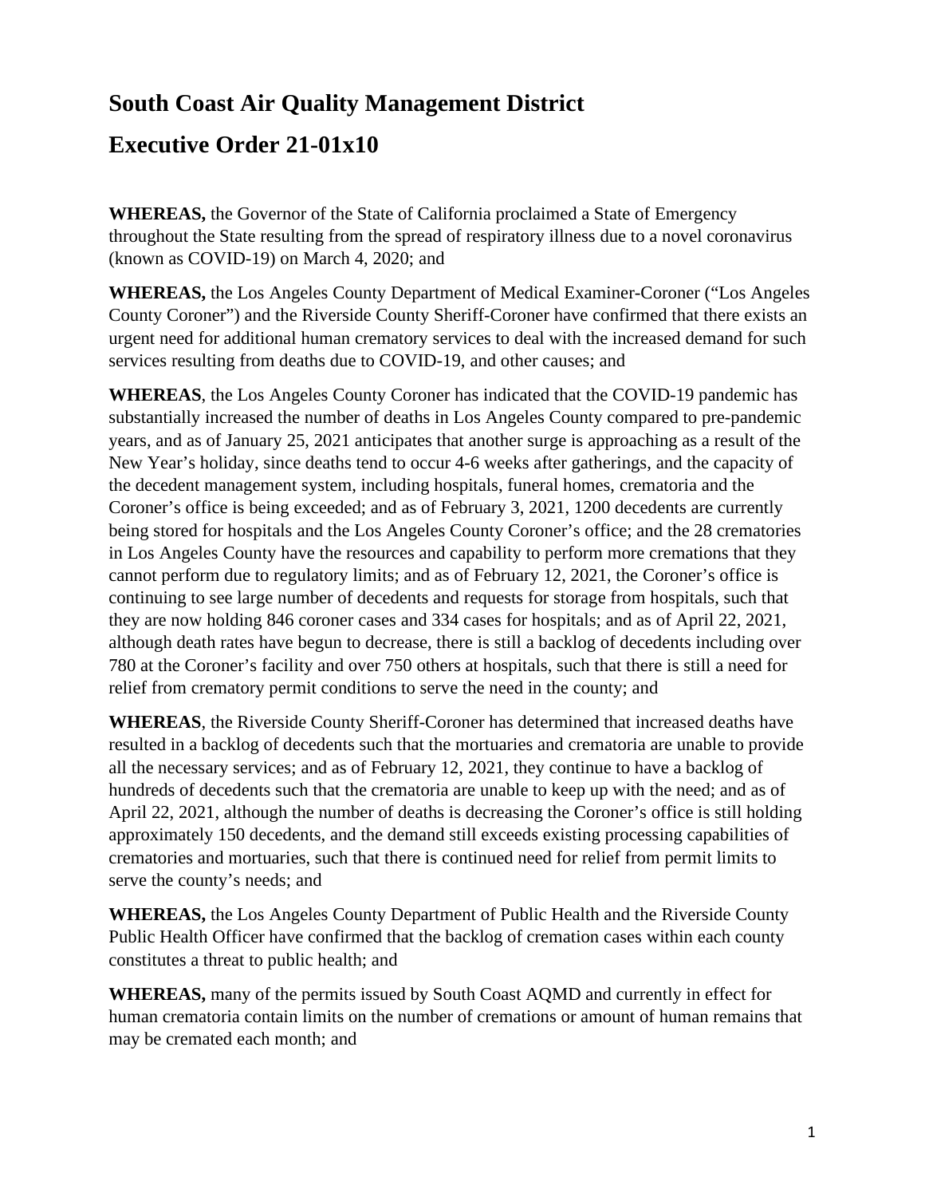# South Coast Air Quality Management District

# Executive Order 21-01x10

**WHEREAS,** the Governor of the State of California proclaimed a State of Emergency throughout the State resulting from the spread of respiratory illness due to a novel coronavirus (known as COVID-19) on March 4, 2020; and

**WHEREAS,** the Los Angeles County Department of Medical Examiner-Coroner ("Los Angeles County Coroner") and the Riverside County Sheriff-Coroner have confirmed that there exists an urgent need for additional human crematory services to deal with the increased demand for such services resulting from deaths due to COVID-19, and other causes; and

**WHEREAS**, the Los Angeles County Coroner has indicated that the COVID-19 pandemic has substantially increased the number of deaths in Los Angeles County compared to pre-pandemic years, and as of January 25, 2021 anticipates that another surge is approaching as a result of the New Year's holiday, since deaths tend to occur 4-6 weeks after gatherings, and the capacity of the decedent management system, including hospitals, funeral homes, crematoria and the Coroner's office is being exceeded; and as of February 3, 2021, 1200 decedents are currently being stored for hospitals and the Los Angeles County Coroner's office; and the 28 crematories in Los Angeles County have the resources and capability to perform more cremations that they cannot perform due to regulatory limits; and as of February 12, 2021, the Coroner's office is continuing to see large number of decedents and requests for storage from hospitals, such that they are now holding 846 coroner cases and 334 cases for hospitals; and as of April 22, 2021, although death rates have begun to decrease, there is still a backlog of decedents including over 780 at the Coroner's facility and over 750 others at hospitals, such that there is still a need for relief from crematory permit conditions to serve the need in the county; and

**WHEREAS**, the Riverside County Sheriff-Coroner has determined that increased deaths have resulted in a backlog of decedents such that the mortuaries and crematoria are unable to provide all the necessary services; and as of February 12, 2021, they continue to have a backlog of hundreds of decedents such that the crematoria are unable to keep up with the need; and as of April 22, 2021, although the number of deaths is decreasing the Coroner's office is still holding approximately 150 decedents, and the demand still exceeds existing processing capabilities of crematories and mortuaries, such that there is continued need for relief from permit limits to serve the county's needs; and

**WHEREAS,** the Los Angeles County Department of Public Health and the Riverside County Public Health Officer have confirmed that the backlog of cremation cases within each county constitutes a threat to public health; and

**WHEREAS,** many of the permits issued by South Coast AQMD and currently in effect for human crematoria contain limits on the number of cremations or amount of human remains that may be cremated each month; and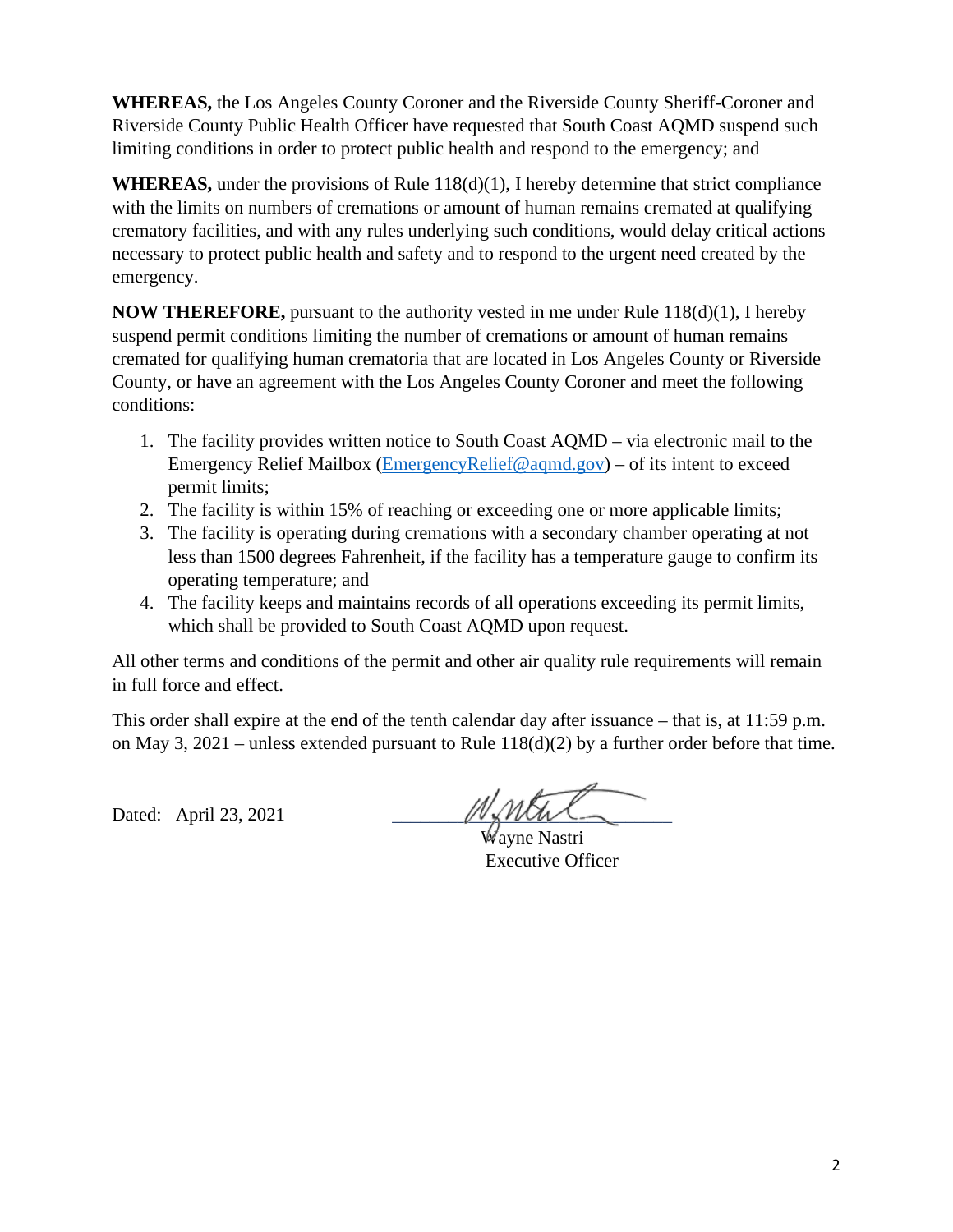**WHEREAS,** the Los Angeles County Coroner and the Riverside County Sheriff-Coroner and Riverside County Public Health Officer have requested that South Coast AQMD suspend such limiting conditions in order to protect public health and respond to the emergency; and

**WHEREAS,** under the provisions of Rule 118(d)(1), I hereby determine that strict compliance with the limits on numbers of cremations or amount of human remains cremated at qualifying crematory facilities, and with any rules underlying such conditions, would delay critical actions necessary to protect public health and safety and to respond to the urgent need created by the emergency.

**NOW THEREFORE,** pursuant to the authority vested in me under Rule 118(d)(1), I hereby suspend permit conditions limiting the number of cremations or amount of human remains cremated for qualifying human crematoria that are located in Los Angeles County or Riverside County, or have an agreement with the Los Angeles County Coroner and meet the following conditions:

1. The facility provides written notice to South Coast AQMD – via electronic mail to the Emergency Relief Mailbox (EmergencyRelief@aqmd.gov) – of its intent to exceed permit limits;
2. The facility is within 15% of reaching or exceeding one or more applicable limits;
3. The facility is operating during cremations with a secondary chamber operating at not less than 1500 degrees Fahrenheit, if the facility has a temperature gauge to confirm its operating temperature; and
4. The facility keeps and maintains records of all operations exceeding its permit limits, which shall be provided to South Coast AQMD upon request.

All other terms and conditions of the permit and other air quality rule requirements will remain in full force and effect.

This order shall expire at the end of the tenth calendar day after issuance – that is, at 11:59 p.m. on May 3, 2021 – unless extended pursuant to Rule 118(d)(2) by a further order before that time.

Dated: April 23, 2021

Wayne Nastri
Executive Officer